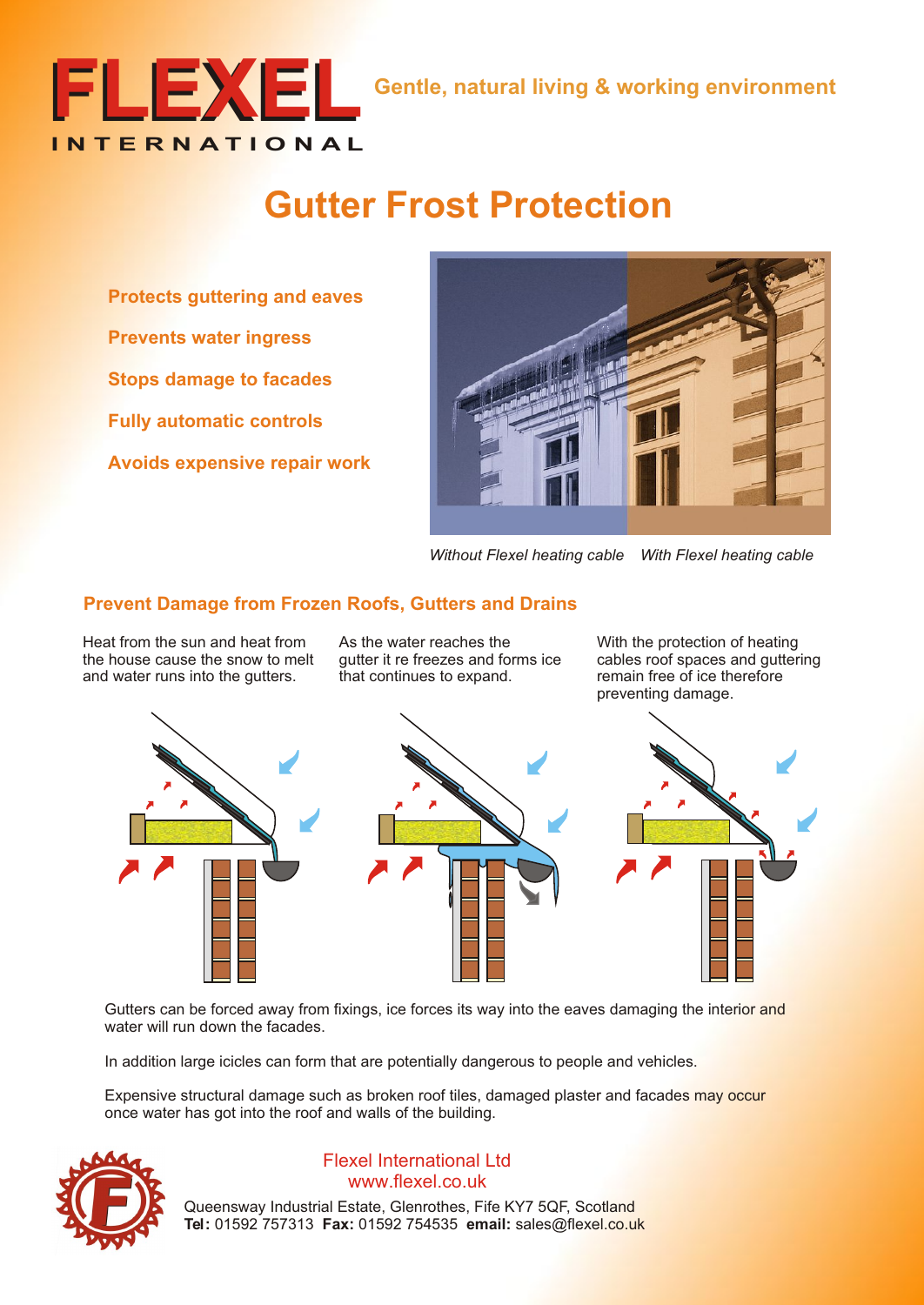# FLEXEL INTERNATIONAL

**Gentle, natural living & working environment**

# Gutter Frost Protection

- **Protects guttering and eaves**
- **Prevents water ingress**
- **Stops damage to facades**
- **Fully automatic controls**
- **Avoids expensive repair work**

*Without Flexel heating cable* *With Flexel heating cable*

## Prevent Damage from Frozen Roofs, Gutters and Drains

Heat from the sun and heat from the house cause the snow to melt and water runs into the gutters.

As the water reaches the gutter it re freezes and forms ice that continues to expand.

With the protection of heating cables roof spaces and guttering remain free of ice therefore preventing damage.

Gutters can be forced away from fixings, ice forces its way into the eaves damaging the interior and water will run down the facades.

In addition large icicles can form that are potentially dangerous to people and vehicles.

Expensive structural damage such as broken roof tiles, damaged plaster and facades may occur once water has got into the roof and walls of the building.

Flexel International Ltd
www.flexel.co.uk

Queensway Industrial Estate, Glenrothes, Fife KY7 5QF, Scotland
**Tel:** 01592 757313 **Fax:** 01592 754535 **email:** sales@flexel.co.uk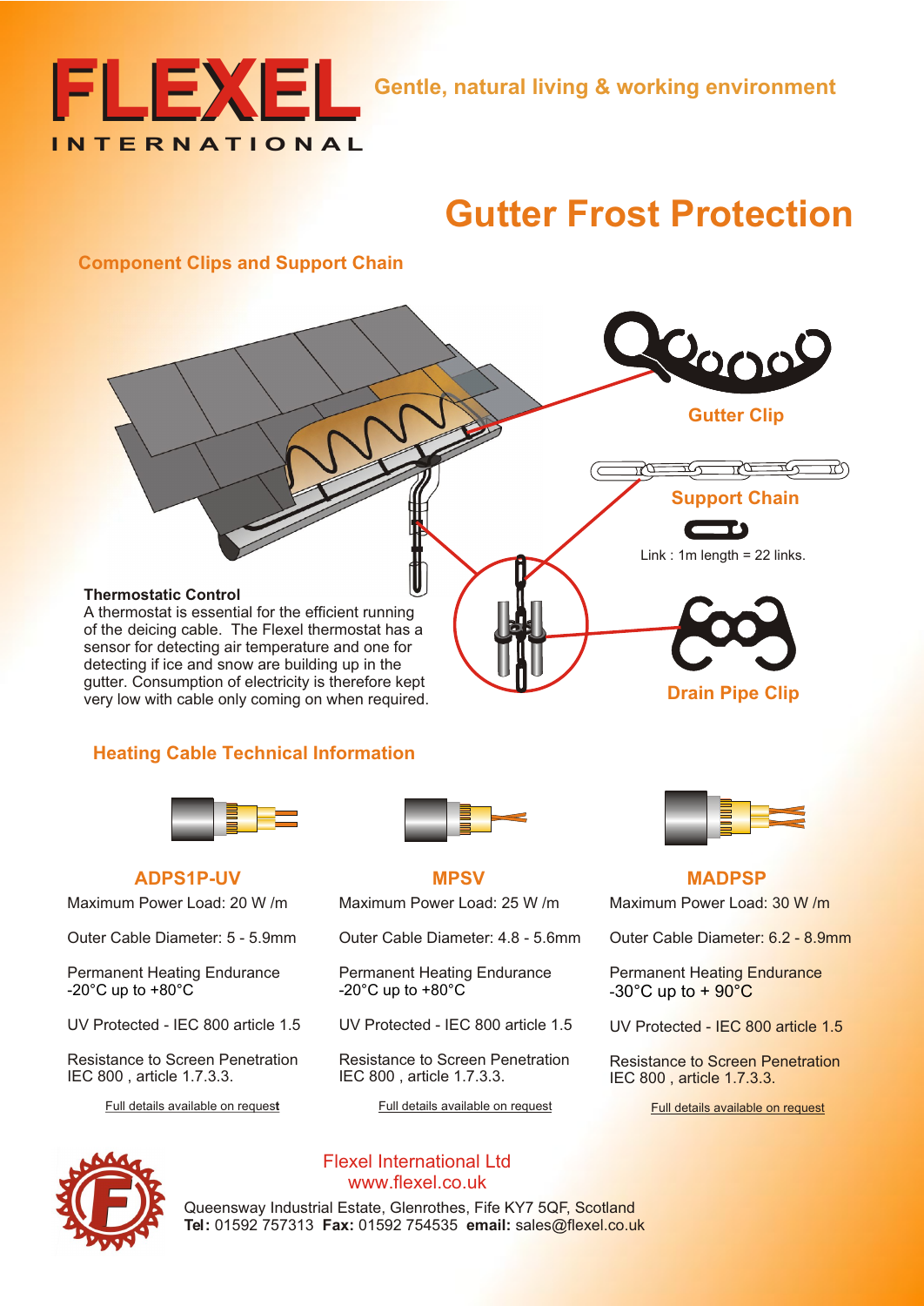# FLEXEL INTERNATIONAL

Gentle, natural living & working environment

# Gutter Frost Protection

## Component Clips and Support Chain

Gutter Clip

Support Chain

Link : 1m length = 22 links.

Drain Pipe Clip

**Thermostatic Control**

A thermostat is essential for the efficient running of the deicing cable. The Flexel thermostat has a sensor for detecting air temperature and one for detecting if ice and snow are building up in the gutter. Consumption of electricity is therefore kept very low with cable only coming on when required.

## Heating Cable Technical Information

### ADPS1P-UV

Maximum Power Load: 20 W /m

Outer Cable Diameter: 5 - 5.9mm

Permanent Heating Endurance
-20°C up to +80°C

UV Protected - IEC 800 article 1.5

Resistance to Screen Penetration
IEC 800 , article 1.7.3.3.

Full details available on request

### MPSV

Maximum Power Load: 25 W /m

Outer Cable Diameter: 4.8 - 5.6mm

Permanent Heating Endurance
-20°C up to +80°C

UV Protected - IEC 800 article 1.5

Resistance to Screen Penetration
IEC 800 , article 1.7.3.3.

Full details available on request

### MADPSP

Maximum Power Load: 30 W /m

Outer Cable Diameter: 6.2 - 8.9mm

Permanent Heating Endurance
-30°C up to + 90°C

UV Protected - IEC 800 article 1.5

Resistance to Screen Penetration
IEC 800 , article 1.7.3.3.

Full details available on request

Flexel International Ltd
www.flexel.co.uk

Queensway Industrial Estate, Glenrothes, Fife KY7 5QF, Scotland
**Tel:** 01592 757313 **Fax:** 01592 754535 **email:** sales@flexel.co.uk